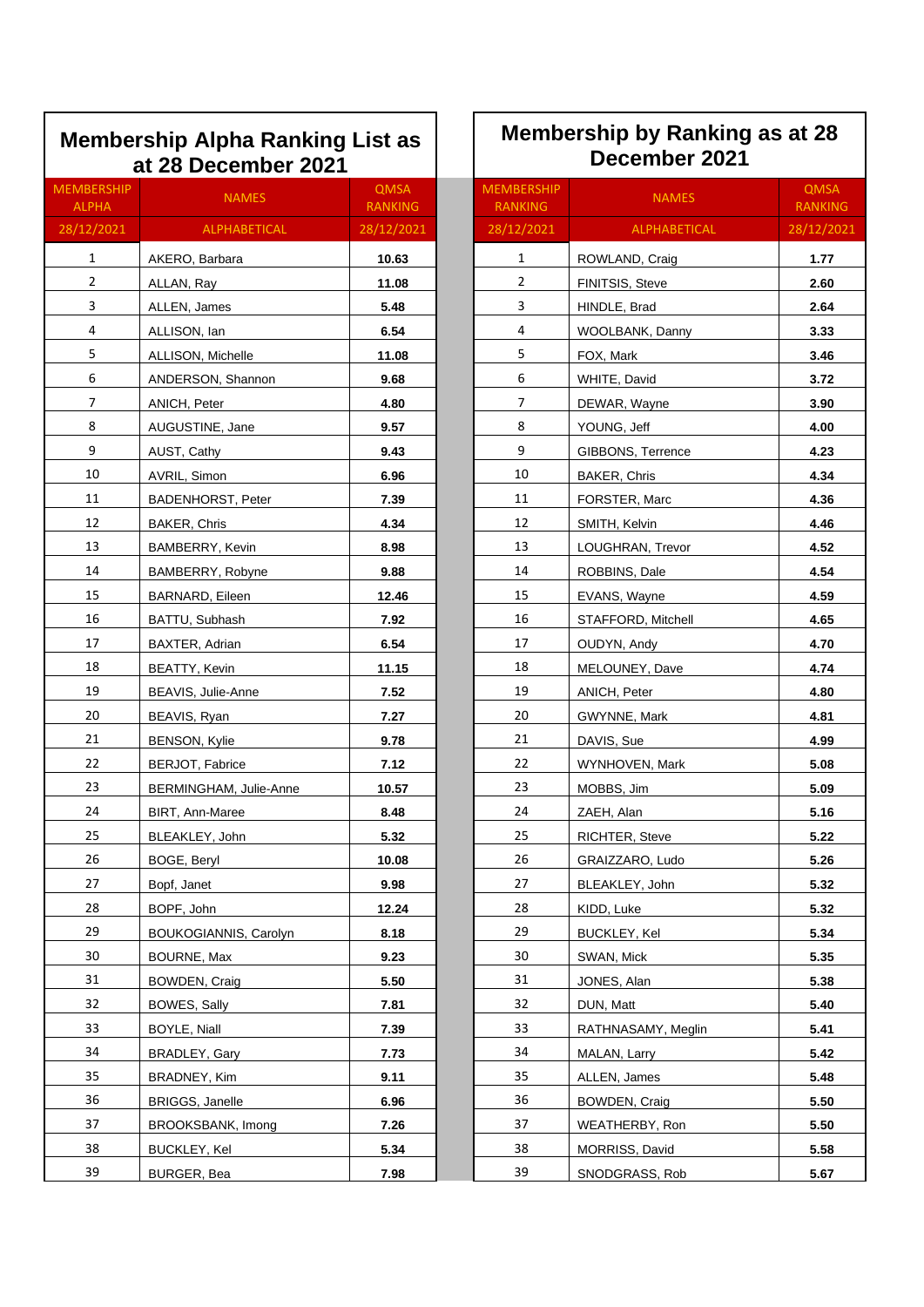## Membership Alpha Ranking List as at 28 December 2021

| MEMBERSHIP ALPHA | NAMES | QMSA RANKING |
|---|---|---|
| 28/12/2021 | ALPHABETICAL | 28/12/2021 |
| 1 | AKERO, Barbara | 10.63 |
| 2 | ALLAN, Ray | 11.08 |
| 3 | ALLEN, James | 5.48 |
| 4 | ALLISON, Ian | 6.54 |
| 5 | ALLISON, Michelle | 11.08 |
| 6 | ANDERSON, Shannon | 9.68 |
| 7 | ANICH, Peter | 4.80 |
| 8 | AUGUSTINE, Jane | 9.57 |
| 9 | AUST, Cathy | 9.43 |
| 10 | AVRIL, Simon | 6.96 |
| 11 | BADENHORST, Peter | 7.39 |
| 12 | BAKER, Chris | 4.34 |
| 13 | BAMBERRY, Kevin | 8.98 |
| 14 | BAMBERRY, Robyne | 9.88 |
| 15 | BARNARD, Eileen | 12.46 |
| 16 | BATTU, Subhash | 7.92 |
| 17 | BAXTER, Adrian | 6.54 |
| 18 | BEATTY, Kevin | 11.15 |
| 19 | BEAVIS, Julie-Anne | 7.52 |
| 20 | BEAVIS, Ryan | 7.27 |
| 21 | BENSON, Kylie | 9.78 |
| 22 | BERJOT, Fabrice | 7.12 |
| 23 | BERMINGHAM, Julie-Anne | 10.57 |
| 24 | BIRT, Ann-Maree | 8.48 |
| 25 | BLEAKLEY, John | 5.32 |
| 26 | BOGE, Beryl | 10.08 |
| 27 | Bopf, Janet | 9.98 |
| 28 | BOPF, John | 12.24 |
| 29 | BOUKOGIANNIS, Carolyn | 8.18 |
| 30 | BOURNE, Max | 9.23 |
| 31 | BOWDEN, Craig | 5.50 |
| 32 | BOWES, Sally | 7.81 |
| 33 | BOYLE, Niall | 7.39 |
| 34 | BRADLEY, Gary | 7.73 |
| 35 | BRADNEY, Kim | 9.11 |
| 36 | BRIGGS, Janelle | 6.96 |
| 37 | BROOKSBANK, Imong | 7.26 |
| 38 | BUCKLEY, Kel | 5.34 |
| 39 | BURGER, Bea | 7.98 |

## Membership by Ranking as at 28 December 2021

| MEMBERSHIP RANKING | NAMES | QMSA RANKING |
|---|---|---|
| 28/12/2021 | ALPHABETICAL | 28/12/2021 |
| 1 | ROWLAND, Craig | 1.77 |
| 2 | FINITSIS, Steve | 2.60 |
| 3 | HINDLE, Brad | 2.64 |
| 4 | WOOLBANK, Danny | 3.33 |
| 5 | FOX, Mark | 3.46 |
| 6 | WHITE, David | 3.72 |
| 7 | DEWAR, Wayne | 3.90 |
| 8 | YOUNG, Jeff | 4.00 |
| 9 | GIBBONS, Terrence | 4.23 |
| 10 | BAKER, Chris | 4.34 |
| 11 | FORSTER, Marc | 4.36 |
| 12 | SMITH, Kelvin | 4.46 |
| 13 | LOUGHRAN, Trevor | 4.52 |
| 14 | ROBBINS, Dale | 4.54 |
| 15 | EVANS, Wayne | 4.59 |
| 16 | STAFFORD, Mitchell | 4.65 |
| 17 | OUDYN, Andy | 4.70 |
| 18 | MELOUNEY, Dave | 4.74 |
| 19 | ANICH, Peter | 4.80 |
| 20 | GWYNNE, Mark | 4.81 |
| 21 | DAVIS, Sue | 4.99 |
| 22 | WYNHOVEN, Mark | 5.08 |
| 23 | MOBBS, Jim | 5.09 |
| 24 | ZAEH, Alan | 5.16 |
| 25 | RICHTER, Steve | 5.22 |
| 26 | GRAIZZARO, Ludo | 5.26 |
| 27 | BLEAKLEY, John | 5.32 |
| 28 | KIDD, Luke | 5.32 |
| 29 | BUCKLEY, Kel | 5.34 |
| 30 | SWAN, Mick | 5.35 |
| 31 | JONES, Alan | 5.38 |
| 32 | DUN, Matt | 5.40 |
| 33 | RATHNASAMY, Meglin | 5.41 |
| 34 | MALAN, Larry | 5.42 |
| 35 | ALLEN, James | 5.48 |
| 36 | BOWDEN, Craig | 5.50 |
| 37 | WEATHERBY, Ron | 5.50 |
| 38 | MORRISS, David | 5.58 |
| 39 | SNODGRASS, Rob | 5.67 |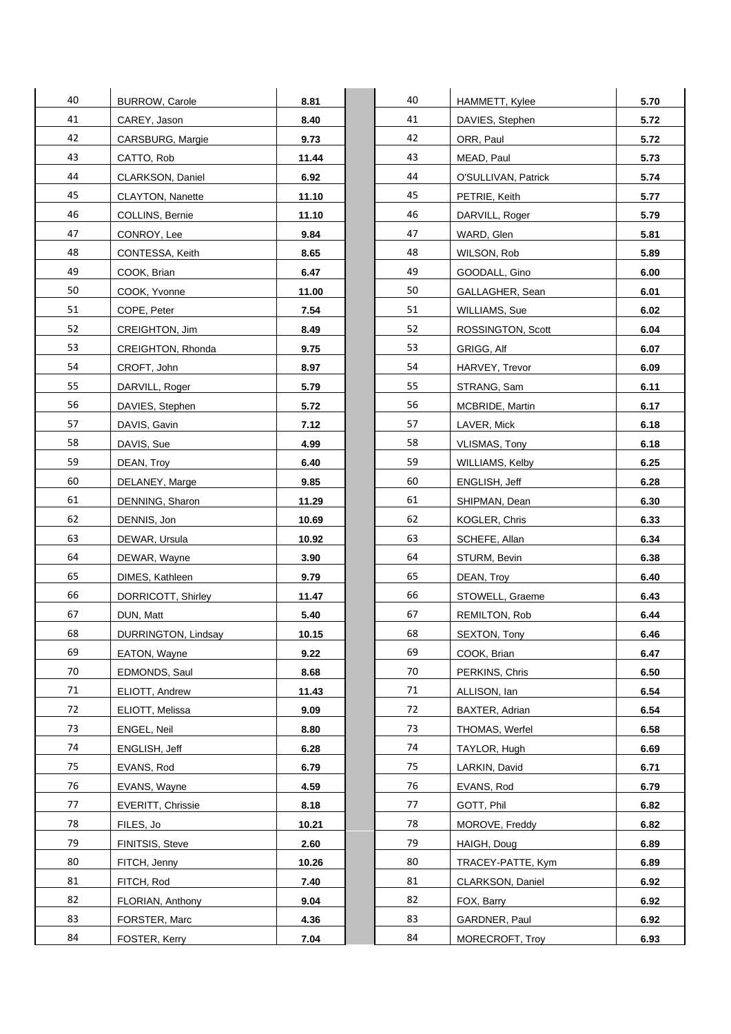| | | | | | | |
|---|---|---|---|---|---|---|
| 40 | BURROW, Carole | 8.81 | | 40 | HAMMETT, Kylee | 5.70 |
| 41 | CAREY, Jason | 8.40 | | 41 | DAVIES, Stephen | 5.72 |
| 42 | CARSBURG, Margie | 9.73 | | 42 | ORR, Paul | 5.72 |
| 43 | CATTO, Rob | 11.44 | | 43 | MEAD, Paul | 5.73 |
| 44 | CLARKSON, Daniel | 6.92 | | 44 | O'SULLIVAN, Patrick | 5.74 |
| 45 | CLAYTON, Nanette | 11.10 | | 45 | PETRIE, Keith | 5.77 |
| 46 | COLLINS, Bernie | 11.10 | | 46 | DARVILL, Roger | 5.79 |
| 47 | CONROY, Lee | 9.84 | | 47 | WARD, Glen | 5.81 |
| 48 | CONTESSA, Keith | 8.65 | | 48 | WILSON, Rob | 5.89 |
| 49 | COOK, Brian | 6.47 | | 49 | GOODALL, Gino | 6.00 |
| 50 | COOK, Yvonne | 11.00 | | 50 | GALLAGHER, Sean | 6.01 |
| 51 | COPE, Peter | 7.54 | | 51 | WILLIAMS, Sue | 6.02 |
| 52 | CREIGHTON, Jim | 8.49 | | 52 | ROSSINGTON, Scott | 6.04 |
| 53 | CREIGHTON, Rhonda | 9.75 | | 53 | GRIGG, Alf | 6.07 |
| 54 | CROFT, John | 8.97 | | 54 | HARVEY, Trevor | 6.09 |
| 55 | DARVILL, Roger | 5.79 | | 55 | STRANG, Sam | 6.11 |
| 56 | DAVIES, Stephen | 5.72 | | 56 | MCBRIDE, Martin | 6.17 |
| 57 | DAVIS, Gavin | 7.12 | | 57 | LAVER, Mick | 6.18 |
| 58 | DAVIS, Sue | 4.99 | | 58 | VLISMAS, Tony | 6.18 |
| 59 | DEAN, Troy | 6.40 | | 59 | WILLIAMS, Kelby | 6.25 |
| 60 | DELANEY, Marge | 9.85 | | 60 | ENGLISH, Jeff | 6.28 |
| 61 | DENNING, Sharon | 11.29 | | 61 | SHIPMAN, Dean | 6.30 |
| 62 | DENNIS, Jon | 10.69 | | 62 | KOGLER, Chris | 6.33 |
| 63 | DEWAR, Ursula | 10.92 | | 63 | SCHEFE, Allan | 6.34 |
| 64 | DEWAR, Wayne | 3.90 | | 64 | STURM, Bevin | 6.38 |
| 65 | DIMES, Kathleen | 9.79 | | 65 | DEAN, Troy | 6.40 |
| 66 | DORRICOTT, Shirley | 11.47 | | 66 | STOWELL, Graeme | 6.43 |
| 67 | DUN, Matt | 5.40 | | 67 | REMILTON, Rob | 6.44 |
| 68 | DURRINGTON, Lindsay | 10.15 | | 68 | SEXTON, Tony | 6.46 |
| 69 | EATON, Wayne | 9.22 | | 69 | COOK, Brian | 6.47 |
| 70 | EDMONDS, Saul | 8.68 | | 70 | PERKINS, Chris | 6.50 |
| 71 | ELIOTT, Andrew | 11.43 | | 71 | ALLISON, Ian | 6.54 |
| 72 | ELIOTT, Melissa | 9.09 | | 72 | BAXTER, Adrian | 6.54 |
| 73 | ENGEL, Neil | 8.80 | | 73 | THOMAS, Werfel | 6.58 |
| 74 | ENGLISH, Jeff | 6.28 | | 74 | TAYLOR, Hugh | 6.69 |
| 75 | EVANS, Rod | 6.79 | | 75 | LARKIN, David | 6.71 |
| 76 | EVANS, Wayne | 4.59 | | 76 | EVANS, Rod | 6.79 |
| 77 | EVERITT, Chrissie | 8.18 | | 77 | GOTT, Phil | 6.82 |
| 78 | FILES, Jo | 10.21 | | 78 | MOROVE, Freddy | 6.82 |
| 79 | FINITSIS, Steve | 2.60 | | 79 | HAIGH, Doug | 6.89 |
| 80 | FITCH, Jenny | 10.26 | | 80 | TRACEY-PATTE, Kym | 6.89 |
| 81 | FITCH, Rod | 7.40 | | 81 | CLARKSON, Daniel | 6.92 |
| 82 | FLORIAN, Anthony | 9.04 | | 82 | FOX, Barry | 6.92 |
| 83 | FORSTER, Marc | 4.36 | | 83 | GARDNER, Paul | 6.92 |
| 84 | FOSTER, Kerry | 7.04 | | 84 | MORECROFT, Troy | 6.93 |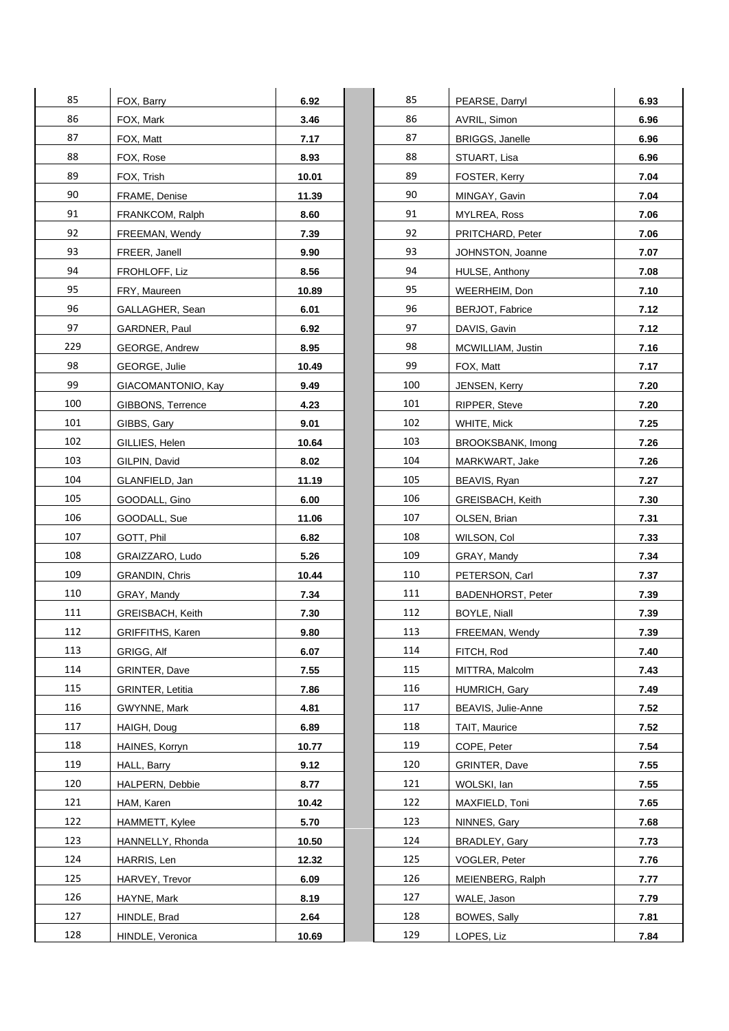| | | | | | |
|---|---|---|---|---|---|
| 85 | FOX, Barry | **6.92** | 85 | PEARSE, Darryl | **6.93** |
| 86 | FOX, Mark | **3.46** | 86 | AVRIL, Simon | **6.96** |
| 87 | FOX, Matt | **7.17** | 87 | BRIGGS, Janelle | **6.96** |
| 88 | FOX, Rose | **8.93** | 88 | STUART, Lisa | **6.96** |
| 89 | FOX, Trish | **10.01** | 89 | FOSTER, Kerry | **7.04** |
| 90 | FRAME, Denise | **11.39** | 90 | MINGAY, Gavin | **7.04** |
| 91 | FRANKCOM, Ralph | **8.60** | 91 | MYLREA, Ross | **7.06** |
| 92 | FREEMAN, Wendy | **7.39** | 92 | PRITCHARD, Peter | **7.06** |
| 93 | FREER, Janell | **9.90** | 93 | JOHNSTON, Joanne | **7.07** |
| 94 | FROHLOFF, Liz | **8.56** | 94 | HULSE, Anthony | **7.08** |
| 95 | FRY, Maureen | **10.89** | 95 | WEERHEIM, Don | **7.10** |
| 96 | GALLAGHER, Sean | **6.01** | 96 | BERJOT, Fabrice | **7.12** |
| 97 | GARDNER, Paul | **6.92** | 97 | DAVIS, Gavin | **7.12** |
| 229 | GEORGE, Andrew | **8.95** | 98 | MCWILLIAM, Justin | **7.16** |
| 98 | GEORGE, Julie | **10.49** | 99 | FOX, Matt | **7.17** |
| 99 | GIACOMANTONIO, Kay | **9.49** | 100 | JENSEN, Kerry | **7.20** |
| 100 | GIBBONS, Terrence | **4.23** | 101 | RIPPER, Steve | **7.20** |
| 101 | GIBBS, Gary | **9.01** | 102 | WHITE, Mick | **7.25** |
| 102 | GILLIES, Helen | **10.64** | 103 | BROOKSBANK, Imong | **7.26** |
| 103 | GILPIN, David | **8.02** | 104 | MARKWART, Jake | **7.26** |
| 104 | GLANFIELD, Jan | **11.19** | 105 | BEAVIS, Ryan | **7.27** |
| 105 | GOODALL, Gino | **6.00** | 106 | GREISBACH, Keith | **7.30** |
| 106 | GOODALL, Sue | **11.06** | 107 | OLSEN, Brian | **7.31** |
| 107 | GOTT, Phil | **6.82** | 108 | WILSON, Col | **7.33** |
| 108 | GRAIZZARO, Ludo | **5.26** | 109 | GRAY, Mandy | **7.34** |
| 109 | GRANDIN, Chris | **10.44** | 110 | PETERSON, Carl | **7.37** |
| 110 | GRAY, Mandy | **7.34** | 111 | BADENHORST, Peter | **7.39** |
| 111 | GREISBACH, Keith | **7.30** | 112 | BOYLE, Niall | **7.39** |
| 112 | GRIFFITHS, Karen | **9.80** | 113 | FREEMAN, Wendy | **7.39** |
| 113 | GRIGG, Alf | **6.07** | 114 | FITCH, Rod | **7.40** |
| 114 | GRINTER, Dave | **7.55** | 115 | MITTRA, Malcolm | **7.43** |
| 115 | GRINTER, Letitia | **7.86** | 116 | HUMRICH, Gary | **7.49** |
| 116 | GWYNNE, Mark | **4.81** | 117 | BEAVIS, Julie-Anne | **7.52** |
| 117 | HAIGH, Doug | **6.89** | 118 | TAIT, Maurice | **7.52** |
| 118 | HAINES, Korryn | **10.77** | 119 | COPE, Peter | **7.54** |
| 119 | HALL, Barry | **9.12** | 120 | GRINTER, Dave | **7.55** |
| 120 | HALPERN, Debbie | **8.77** | 121 | WOLSKI, Ian | **7.55** |
| 121 | HAM, Karen | **10.42** | 122 | MAXFIELD, Toni | **7.65** |
| 122 | HAMMETT, Kylee | **5.70** | 123 | NINNES, Gary | **7.68** |
| 123 | HANNELLY, Rhonda | **10.50** | 124 | BRADLEY, Gary | **7.73** |
| 124 | HARRIS, Len | **12.32** | 125 | VOGLER, Peter | **7.76** |
| 125 | HARVEY, Trevor | **6.09** | 126 | MEIENBERG, Ralph | **7.77** |
| 126 | HAYNE, Mark | **8.19** | 127 | WALE, Jason | **7.79** |
| 127 | HINDLE, Brad | **2.64** | 128 | BOWES, Sally | **7.81** |
| 128 | HINDLE, Veronica | **10.69** | 129 | LOPES, Liz | **7.84** |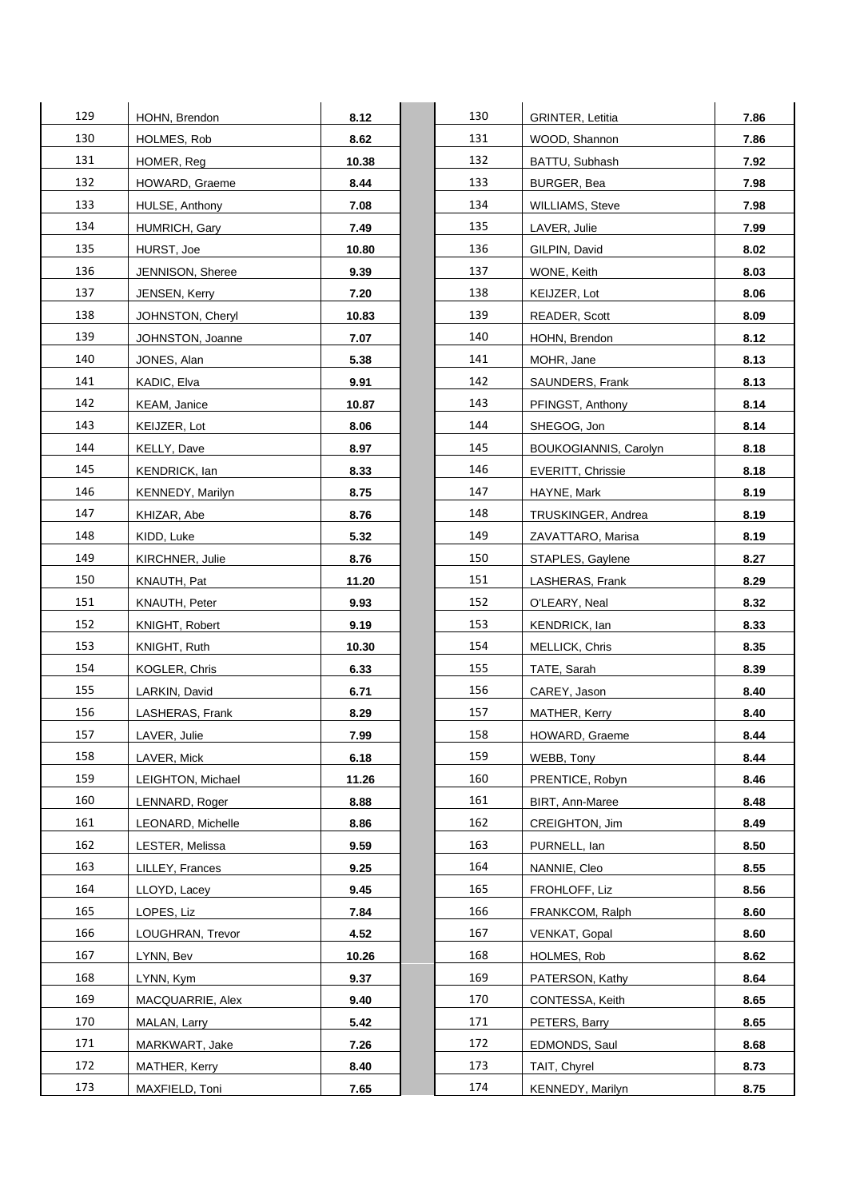| | | | | | | |
|---|---|---|---|---|---|---|
| 129 | HOHN, Brendon | 8.12 | | 130 | GRINTER, Letitia | 7.86 |
| 130 | HOLMES, Rob | 8.62 | | 131 | WOOD, Shannon | 7.86 |
| 131 | HOMER, Reg | 10.38 | | 132 | BATTU, Subhash | 7.92 |
| 132 | HOWARD, Graeme | 8.44 | | 133 | BURGER, Bea | 7.98 |
| 133 | HULSE, Anthony | 7.08 | | 134 | WILLIAMS, Steve | 7.98 |
| 134 | HUMRICH, Gary | 7.49 | | 135 | LAVER, Julie | 7.99 |
| 135 | HURST, Joe | 10.80 | | 136 | GILPIN, David | 8.02 |
| 136 | JENNISON, Sheree | 9.39 | | 137 | WONE, Keith | 8.03 |
| 137 | JENSEN, Kerry | 7.20 | | 138 | KEIJZER, Lot | 8.06 |
| 138 | JOHNSTON, Cheryl | 10.83 | | 139 | READER, Scott | 8.09 |
| 139 | JOHNSTON, Joanne | 7.07 | | 140 | HOHN, Brendon | 8.12 |
| 140 | JONES, Alan | 5.38 | | 141 | MOHR, Jane | 8.13 |
| 141 | KADIC, Elva | 9.91 | | 142 | SAUNDERS, Frank | 8.13 |
| 142 | KEAM, Janice | 10.87 | | 143 | PFINGST, Anthony | 8.14 |
| 143 | KEIJZER, Lot | 8.06 | | 144 | SHEGOG, Jon | 8.14 |
| 144 | KELLY, Dave | 8.97 | | 145 | BOUKOGIANNIS, Carolyn | 8.18 |
| 145 | KENDRICK, Ian | 8.33 | | 146 | EVERITT, Chrissie | 8.18 |
| 146 | KENNEDY, Marilyn | 8.75 | | 147 | HAYNE, Mark | 8.19 |
| 147 | KHIZAR, Abe | 8.76 | | 148 | TRUSKINGER, Andrea | 8.19 |
| 148 | KIDD, Luke | 5.32 | | 149 | ZAVATTARO, Marisa | 8.19 |
| 149 | KIRCHNER, Julie | 8.76 | | 150 | STAPLES, Gaylene | 8.27 |
| 150 | KNAUTH, Pat | 11.20 | | 151 | LASHERAS, Frank | 8.29 |
| 151 | KNAUTH, Peter | 9.93 | | 152 | O'LEARY, Neal | 8.32 |
| 152 | KNIGHT, Robert | 9.19 | | 153 | KENDRICK, Ian | 8.33 |
| 153 | KNIGHT, Ruth | 10.30 | | 154 | MELLICK, Chris | 8.35 |
| 154 | KOGLER, Chris | 6.33 | | 155 | TATE, Sarah | 8.39 |
| 155 | LARKIN, David | 6.71 | | 156 | CAREY, Jason | 8.40 |
| 156 | LASHERAS, Frank | 8.29 | | 157 | MATHER, Kerry | 8.40 |
| 157 | LAVER, Julie | 7.99 | | 158 | HOWARD, Graeme | 8.44 |
| 158 | LAVER, Mick | 6.18 | | 159 | WEBB, Tony | 8.44 |
| 159 | LEIGHTON, Michael | 11.26 | | 160 | PRENTICE, Robyn | 8.46 |
| 160 | LENNARD, Roger | 8.88 | | 161 | BIRT, Ann-Maree | 8.48 |
| 161 | LEONARD, Michelle | 8.86 | | 162 | CREIGHTON, Jim | 8.49 |
| 162 | LESTER, Melissa | 9.59 | | 163 | PURNELL, Ian | 8.50 |
| 163 | LILLEY, Frances | 9.25 | | 164 | NANNIE, Cleo | 8.55 |
| 164 | LLOYD, Lacey | 9.45 | | 165 | FROHLOFF, Liz | 8.56 |
| 165 | LOPES, Liz | 7.84 | | 166 | FRANKCOM, Ralph | 8.60 |
| 166 | LOUGHRAN, Trevor | 4.52 | | 167 | VENKAT, Gopal | 8.60 |
| 167 | LYNN, Bev | 10.26 | | 168 | HOLMES, Rob | 8.62 |
| 168 | LYNN, Kym | 9.37 | | 169 | PATERSON, Kathy | 8.64 |
| 169 | MACQUARRIE, Alex | 9.40 | | 170 | CONTESSA, Keith | 8.65 |
| 170 | MALAN, Larry | 5.42 | | 171 | PETERS, Barry | 8.65 |
| 171 | MARKWART, Jake | 7.26 | | 172 | EDMONDS, Saul | 8.68 |
| 172 | MATHER, Kerry | 8.40 | | 173 | TAIT, Chyrel | 8.73 |
| 173 | MAXFIELD, Toni | 7.65 | | 174 | KENNEDY, Marilyn | 8.75 |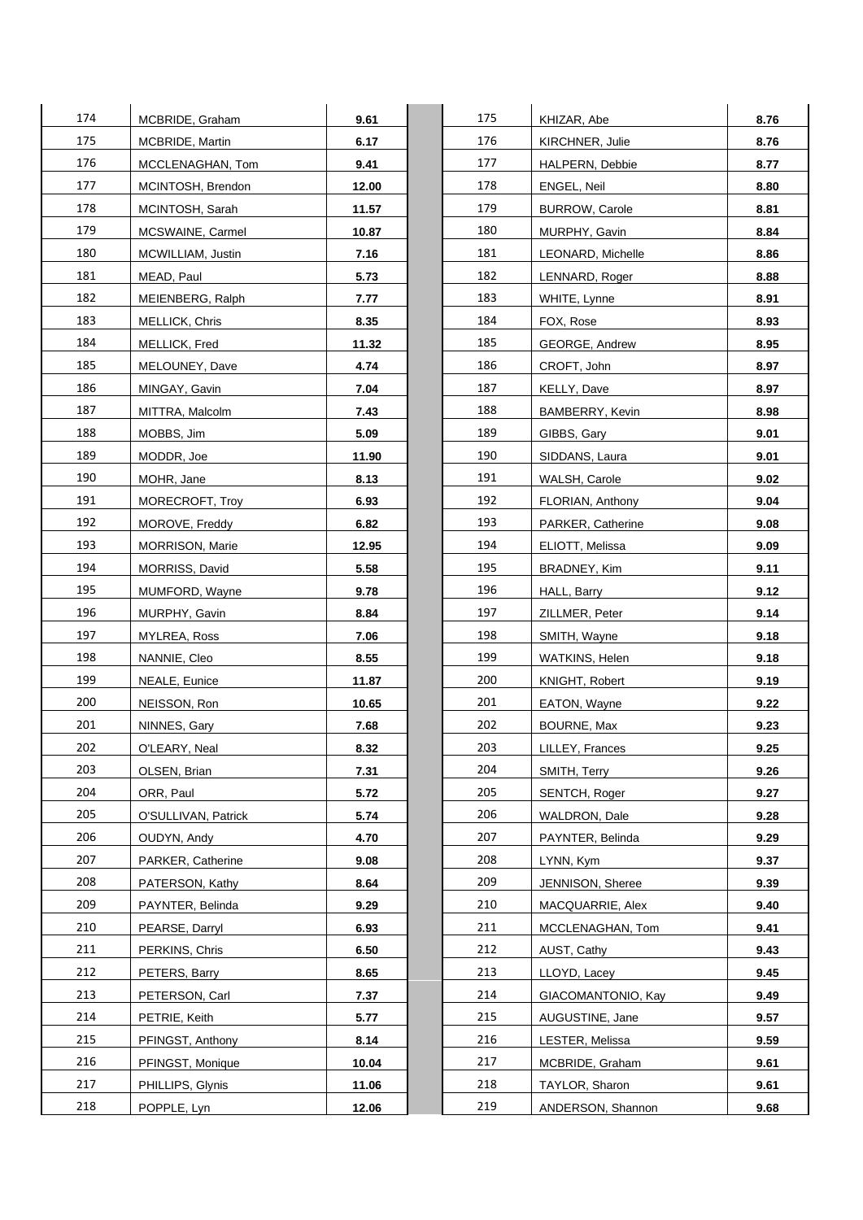| | | | | | |
|---|---|---|---|---|---|
| 174 | MCBRIDE, Graham | **9.61** | 175 | KHIZAR, Abe | **8.76** |
| 175 | MCBRIDE, Martin | **6.17** | 176 | KIRCHNER, Julie | **8.76** |
| 176 | MCCLENAGHAN, Tom | **9.41** | 177 | HALPERN, Debbie | **8.77** |
| 177 | MCINTOSH, Brendon | **12.00** | 178 | ENGEL, Neil | **8.80** |
| 178 | MCINTOSH, Sarah | **11.57** | 179 | BURROW, Carole | **8.81** |
| 179 | MCSWAINE, Carmel | **10.87** | 180 | MURPHY, Gavin | **8.84** |
| 180 | MCWILLIAM, Justin | **7.16** | 181 | LEONARD, Michelle | **8.86** |
| 181 | MEAD, Paul | **5.73** | 182 | LENNARD, Roger | **8.88** |
| 182 | MEIENBERG, Ralph | **7.77** | 183 | WHITE, Lynne | **8.91** |
| 183 | MELLICK, Chris | **8.35** | 184 | FOX, Rose | **8.93** |
| 184 | MELLICK, Fred | **11.32** | 185 | GEORGE, Andrew | **8.95** |
| 185 | MELOUNEY, Dave | **4.74** | 186 | CROFT, John | **8.97** |
| 186 | MINGAY, Gavin | **7.04** | 187 | KELLY, Dave | **8.97** |
| 187 | MITTRA, Malcolm | **7.43** | 188 | BAMBERRY, Kevin | **8.98** |
| 188 | MOBBS, Jim | **5.09** | 189 | GIBBS, Gary | **9.01** |
| 189 | MODDR, Joe | **11.90** | 190 | SIDDANS, Laura | **9.01** |
| 190 | MOHR, Jane | **8.13** | 191 | WALSH, Carole | **9.02** |
| 191 | MORECROFT, Troy | **6.93** | 192 | FLORIAN, Anthony | **9.04** |
| 192 | MOROVE, Freddy | **6.82** | 193 | PARKER, Catherine | **9.08** |
| 193 | MORRISON, Marie | **12.95** | 194 | ELIOTT, Melissa | **9.09** |
| 194 | MORRISS, David | **5.58** | 195 | BRADNEY, Kim | **9.11** |
| 195 | MUMFORD, Wayne | **9.78** | 196 | HALL, Barry | **9.12** |
| 196 | MURPHY, Gavin | **8.84** | 197 | ZILLMER, Peter | **9.14** |
| 197 | MYLREA, Ross | **7.06** | 198 | SMITH, Wayne | **9.18** |
| 198 | NANNIE, Cleo | **8.55** | 199 | WATKINS, Helen | **9.18** |
| 199 | NEALE, Eunice | **11.87** | 200 | KNIGHT, Robert | **9.19** |
| 200 | NEISSON, Ron | **10.65** | 201 | EATON, Wayne | **9.22** |
| 201 | NINNES, Gary | **7.68** | 202 | BOURNE, Max | **9.23** |
| 202 | O'LEARY, Neal | **8.32** | 203 | LILLEY, Frances | **9.25** |
| 203 | OLSEN, Brian | **7.31** | 204 | SMITH, Terry | **9.26** |
| 204 | ORR, Paul | **5.72** | 205 | SENTCH, Roger | **9.27** |
| 205 | O'SULLIVAN, Patrick | **5.74** | 206 | WALDRON, Dale | **9.28** |
| 206 | OUDYN, Andy | **4.70** | 207 | PAYNTER, Belinda | **9.29** |
| 207 | PARKER, Catherine | **9.08** | 208 | LYNN, Kym | **9.37** |
| 208 | PATERSON, Kathy | **8.64** | 209 | JENNISON, Sheree | **9.39** |
| 209 | PAYNTER, Belinda | **9.29** | 210 | MACQUARRIE, Alex | **9.40** |
| 210 | PEARSE, Darryl | **6.93** | 211 | MCCLENAGHAN, Tom | **9.41** |
| 211 | PERKINS, Chris | **6.50** | 212 | AUST, Cathy | **9.43** |
| 212 | PETERS, Barry | **8.65** | 213 | LLOYD, Lacey | **9.45** |
| 213 | PETERSON, Carl | **7.37** | 214 | GIACOMANTONIO, Kay | **9.49** |
| 214 | PETRIE, Keith | **5.77** | 215 | AUGUSTINE, Jane | **9.57** |
| 215 | PFINGST, Anthony | **8.14** | 216 | LESTER, Melissa | **9.59** |
| 216 | PFINGST, Monique | **10.04** | 217 | MCBRIDE, Graham | **9.61** |
| 217 | PHILLIPS, Glynis | **11.06** | 218 | TAYLOR, Sharon | **9.61** |
| 218 | POPPLE, Lyn | **12.06** | 219 | ANDERSON, Shannon | **9.68** |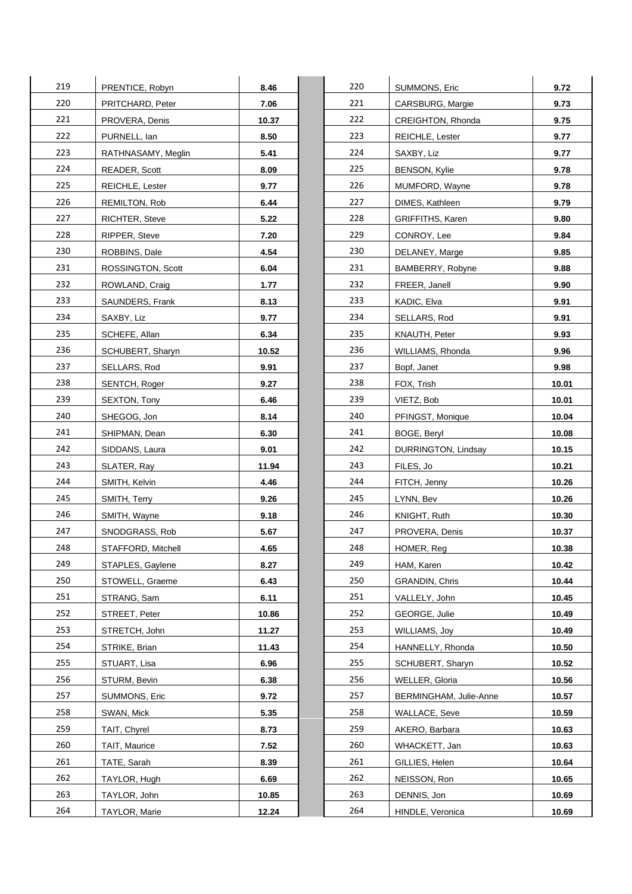| | | | | | | |
|---|---|---|---|---|---|---|
| 219 | PRENTICE, Robyn | 8.46 | | 220 | SUMMONS, Eric | 9.72 |
| 220 | PRITCHARD, Peter | 7.06 | | 221 | CARSBURG, Margie | 9.73 |
| 221 | PROVERA, Denis | 10.37 | | 222 | CREIGHTON, Rhonda | 9.75 |
| 222 | PURNELL, Ian | 8.50 | | 223 | REICHLE, Lester | 9.77 |
| 223 | RATHNASAMY, Meglin | 5.41 | | 224 | SAXBY, Liz | 9.77 |
| 224 | READER, Scott | 8.09 | | 225 | BENSON, Kylie | 9.78 |
| 225 | REICHLE, Lester | 9.77 | | 226 | MUMFORD, Wayne | 9.78 |
| 226 | REMILTON, Rob | 6.44 | | 227 | DIMES, Kathleen | 9.79 |
| 227 | RICHTER, Steve | 5.22 | | 228 | GRIFFITHS, Karen | 9.80 |
| 228 | RIPPER, Steve | 7.20 | | 229 | CONROY, Lee | 9.84 |
| 230 | ROBBINS, Dale | 4.54 | | 230 | DELANEY, Marge | 9.85 |
| 231 | ROSSINGTON, Scott | 6.04 | | 231 | BAMBERRY, Robyne | 9.88 |
| 232 | ROWLAND, Craig | 1.77 | | 232 | FREER, Janell | 9.90 |
| 233 | SAUNDERS, Frank | 8.13 | | 233 | KADIC, Elva | 9.91 |
| 234 | SAXBY, Liz | 9.77 | | 234 | SELLARS, Rod | 9.91 |
| 235 | SCHEFE, Allan | 6.34 | | 235 | KNAUTH, Peter | 9.93 |
| 236 | SCHUBERT, Sharyn | 10.52 | | 236 | WILLIAMS, Rhonda | 9.96 |
| 237 | SELLARS, Rod | 9.91 | | 237 | Bopf, Janet | 9.98 |
| 238 | SENTCH, Roger | 9.27 | | 238 | FOX, Trish | 10.01 |
| 239 | SEXTON, Tony | 6.46 | | 239 | VIETZ, Bob | 10.01 |
| 240 | SHEGOG, Jon | 8.14 | | 240 | PFINGST, Monique | 10.04 |
| 241 | SHIPMAN, Dean | 6.30 | | 241 | BOGE, Beryl | 10.08 |
| 242 | SIDDANS, Laura | 9.01 | | 242 | DURRINGTON, Lindsay | 10.15 |
| 243 | SLATER, Ray | 11.94 | | 243 | FILES, Jo | 10.21 |
| 244 | SMITH, Kelvin | 4.46 | | 244 | FITCH, Jenny | 10.26 |
| 245 | SMITH, Terry | 9.26 | | 245 | LYNN, Bev | 10.26 |
| 246 | SMITH, Wayne | 9.18 | | 246 | KNIGHT, Ruth | 10.30 |
| 247 | SNODGRASS, Rob | 5.67 | | 247 | PROVERA, Denis | 10.37 |
| 248 | STAFFORD, Mitchell | 4.65 | | 248 | HOMER, Reg | 10.38 |
| 249 | STAPLES, Gaylene | 8.27 | | 249 | HAM, Karen | 10.42 |
| 250 | STOWELL, Graeme | 6.43 | | 250 | GRANDIN, Chris | 10.44 |
| 251 | STRANG, Sam | 6.11 | | 251 | VALLELY, John | 10.45 |
| 252 | STREET, Peter | 10.86 | | 252 | GEORGE, Julie | 10.49 |
| 253 | STRETCH, John | 11.27 | | 253 | WILLIAMS, Joy | 10.49 |
| 254 | STRIKE, Brian | 11.43 | | 254 | HANNELLY, Rhonda | 10.50 |
| 255 | STUART, Lisa | 6.96 | | 255 | SCHUBERT, Sharyn | 10.52 |
| 256 | STURM, Bevin | 6.38 | | 256 | WELLER, Gloria | 10.56 |
| 257 | SUMMONS, Eric | 9.72 | | 257 | BERMINGHAM, Julie-Anne | 10.57 |
| 258 | SWAN, Mick | 5.35 | | 258 | WALLACE, Seve | 10.59 |
| 259 | TAIT, Chyrel | 8.73 | | 259 | AKERO, Barbara | 10.63 |
| 260 | TAIT, Maurice | 7.52 | | 260 | WHACKETT, Jan | 10.63 |
| 261 | TATE, Sarah | 8.39 | | 261 | GILLIES, Helen | 10.64 |
| 262 | TAYLOR, Hugh | 6.69 | | 262 | NEISSON, Ron | 10.65 |
| 263 | TAYLOR, John | 10.85 | | 263 | DENNIS, Jon | 10.69 |
| 264 | TAYLOR, Marie | 12.24 | | 264 | HINDLE, Veronica | 10.69 |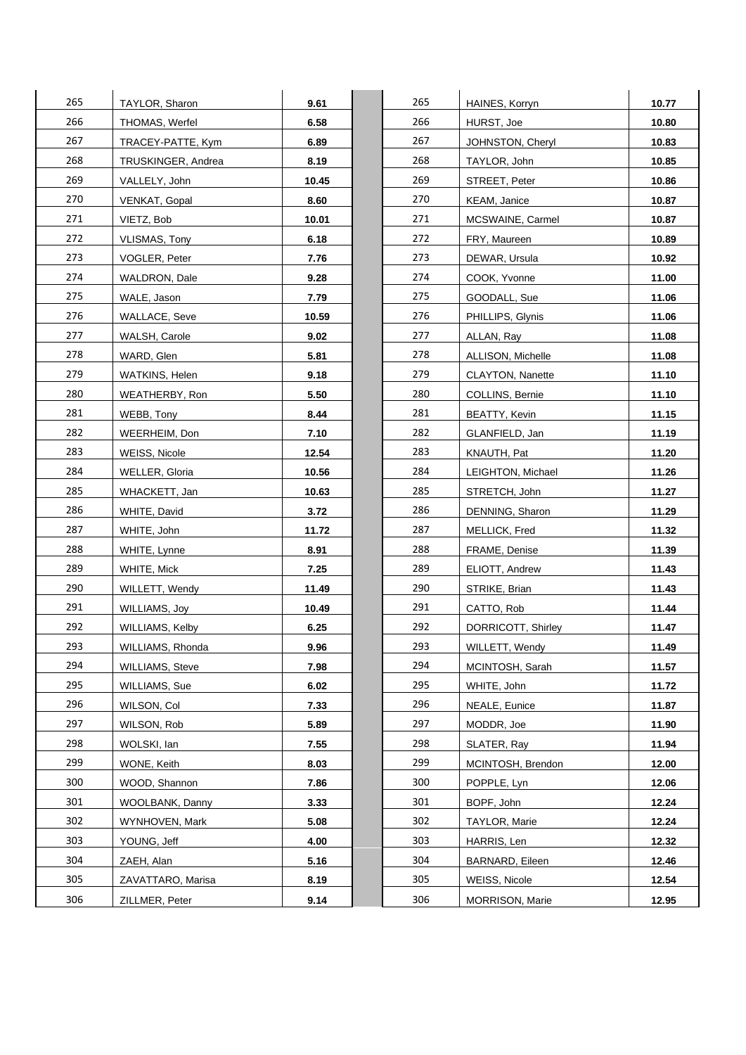| | | | | | | |
|---|---|---|---|---|---|---|
| 265 | TAYLOR, Sharon | 9.61 | | 265 | HAINES, Korryn | 10.77 |
| 266 | THOMAS, Werfel | 6.58 | | 266 | HURST, Joe | 10.80 |
| 267 | TRACEY-PATTE, Kym | 6.89 | | 267 | JOHNSTON, Cheryl | 10.83 |
| 268 | TRUSKINGER, Andrea | 8.19 | | 268 | TAYLOR, John | 10.85 |
| 269 | VALLELY, John | 10.45 | | 269 | STREET, Peter | 10.86 |
| 270 | VENKAT, Gopal | 8.60 | | 270 | KEAM, Janice | 10.87 |
| 271 | VIETZ, Bob | 10.01 | | 271 | MCSWAINE, Carmel | 10.87 |
| 272 | VLISMAS, Tony | 6.18 | | 272 | FRY, Maureen | 10.89 |
| 273 | VOGLER, Peter | 7.76 | | 273 | DEWAR, Ursula | 10.92 |
| 274 | WALDRON, Dale | 9.28 | | 274 | COOK, Yvonne | 11.00 |
| 275 | WALE, Jason | 7.79 | | 275 | GOODALL, Sue | 11.06 |
| 276 | WALLACE, Seve | 10.59 | | 276 | PHILLIPS, Glynis | 11.06 |
| 277 | WALSH, Carole | 9.02 | | 277 | ALLAN, Ray | 11.08 |
| 278 | WARD, Glen | 5.81 | | 278 | ALLISON, Michelle | 11.08 |
| 279 | WATKINS, Helen | 9.18 | | 279 | CLAYTON, Nanette | 11.10 |
| 280 | WEATHERBY, Ron | 5.50 | | 280 | COLLINS, Bernie | 11.10 |
| 281 | WEBB, Tony | 8.44 | | 281 | BEATTY, Kevin | 11.15 |
| 282 | WEERHEIM, Don | 7.10 | | 282 | GLANFIELD, Jan | 11.19 |
| 283 | WEISS, Nicole | 12.54 | | 283 | KNAUTH, Pat | 11.20 |
| 284 | WELLER, Gloria | 10.56 | | 284 | LEIGHTON, Michael | 11.26 |
| 285 | WHACKETT, Jan | 10.63 | | 285 | STRETCH, John | 11.27 |
| 286 | WHITE, David | 3.72 | | 286 | DENNING, Sharon | 11.29 |
| 287 | WHITE, John | 11.72 | | 287 | MELLICK, Fred | 11.32 |
| 288 | WHITE, Lynne | 8.91 | | 288 | FRAME, Denise | 11.39 |
| 289 | WHITE, Mick | 7.25 | | 289 | ELIOTT, Andrew | 11.43 |
| 290 | WILLETT, Wendy | 11.49 | | 290 | STRIKE, Brian | 11.43 |
| 291 | WILLIAMS, Joy | 10.49 | | 291 | CATTO, Rob | 11.44 |
| 292 | WILLIAMS, Kelby | 6.25 | | 292 | DORRICOTT, Shirley | 11.47 |
| 293 | WILLIAMS, Rhonda | 9.96 | | 293 | WILLETT, Wendy | 11.49 |
| 294 | WILLIAMS, Steve | 7.98 | | 294 | MCINTOSH, Sarah | 11.57 |
| 295 | WILLIAMS, Sue | 6.02 | | 295 | WHITE, John | 11.72 |
| 296 | WILSON, Col | 7.33 | | 296 | NEALE, Eunice | 11.87 |
| 297 | WILSON, Rob | 5.89 | | 297 | MODDR, Joe | 11.90 |
| 298 | WOLSKI, Ian | 7.55 | | 298 | SLATER, Ray | 11.94 |
| 299 | WONE, Keith | 8.03 | | 299 | MCINTOSH, Brendon | 12.00 |
| 300 | WOOD, Shannon | 7.86 | | 300 | POPPLE, Lyn | 12.06 |
| 301 | WOOLBANK, Danny | 3.33 | | 301 | BOPF, John | 12.24 |
| 302 | WYNHOVEN, Mark | 5.08 | | 302 | TAYLOR, Marie | 12.24 |
| 303 | YOUNG, Jeff | 4.00 | | 303 | HARRIS, Len | 12.32 |
| 304 | ZAEH, Alan | 5.16 | | 304 | BARNARD, Eileen | 12.46 |
| 305 | ZAVATTARO, Marisa | 8.19 | | 305 | WEISS, Nicole | 12.54 |
| 306 | ZILLMER, Peter | 9.14 | | 306 | MORRISON, Marie | 12.95 |